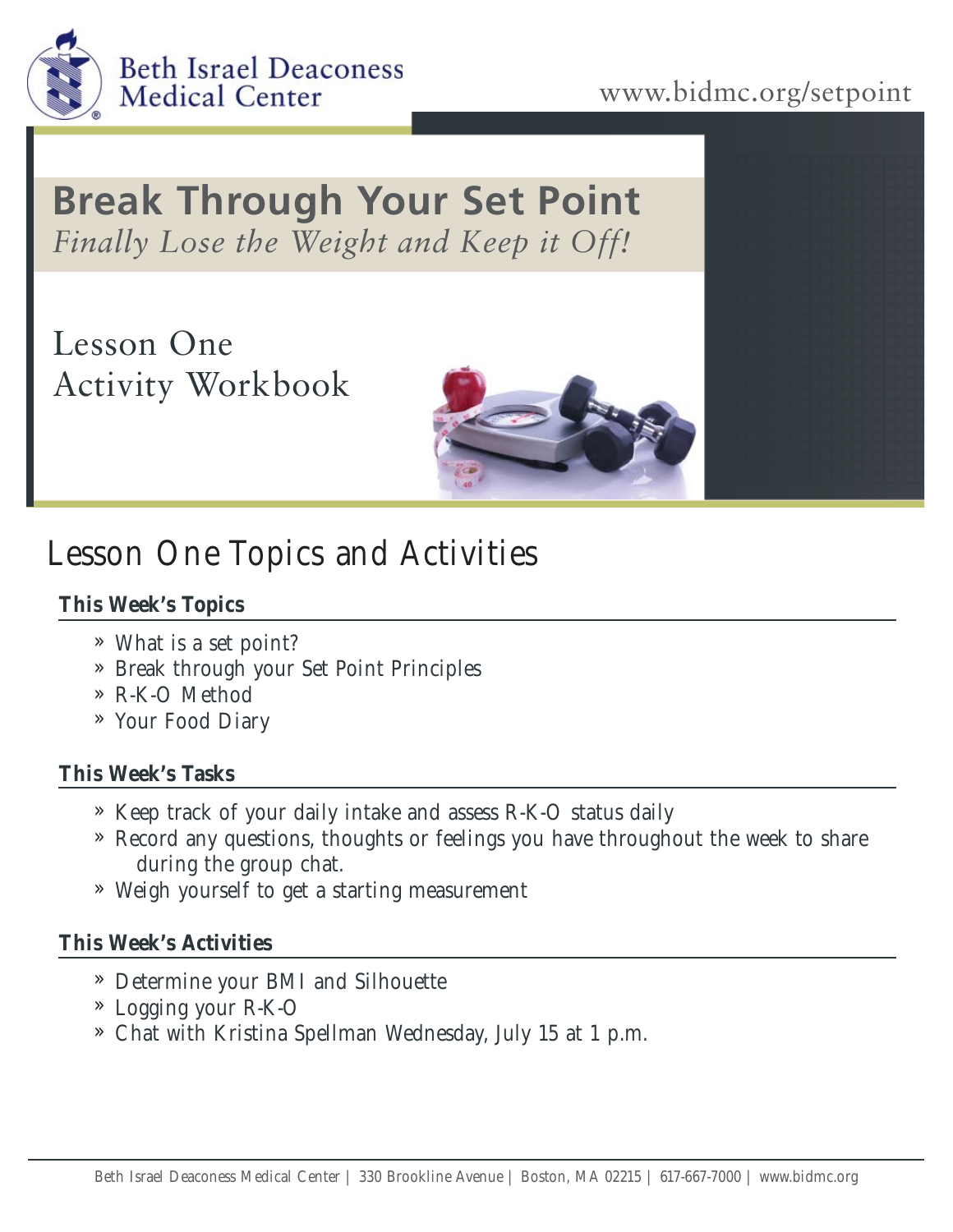Beth Israel Deaconess Medical Center

www.bidmc.org/setpoint

# Break Through Your Set Point

*Finally Lose the Weight and Keep it Off!*

Lesson One
Activity Workbook

## Lesson One Topics and Activities

### This Week's Topics

- » What is a set point?
- » Break through your Set Point Principles
- » R-K-O Method
- » Your Food Diary

### This Week's Tasks

- » Keep track of your daily intake and assess R-K-O status daily
- » Record any questions, thoughts or feelings you have throughout the week to share during the group chat.
- » Weigh yourself to get a starting measurement

### This Week's Activities

- » Determine your BMI and Silhouette
- » Logging your R-K-O
- » Chat with Kristina Spellman Wednesday, July 15 at 1 p.m.

Beth Israel Deaconess Medical Center | 330 Brookline Avenue | Boston, MA 02215 | 617-667-7000 | www.bidmc.org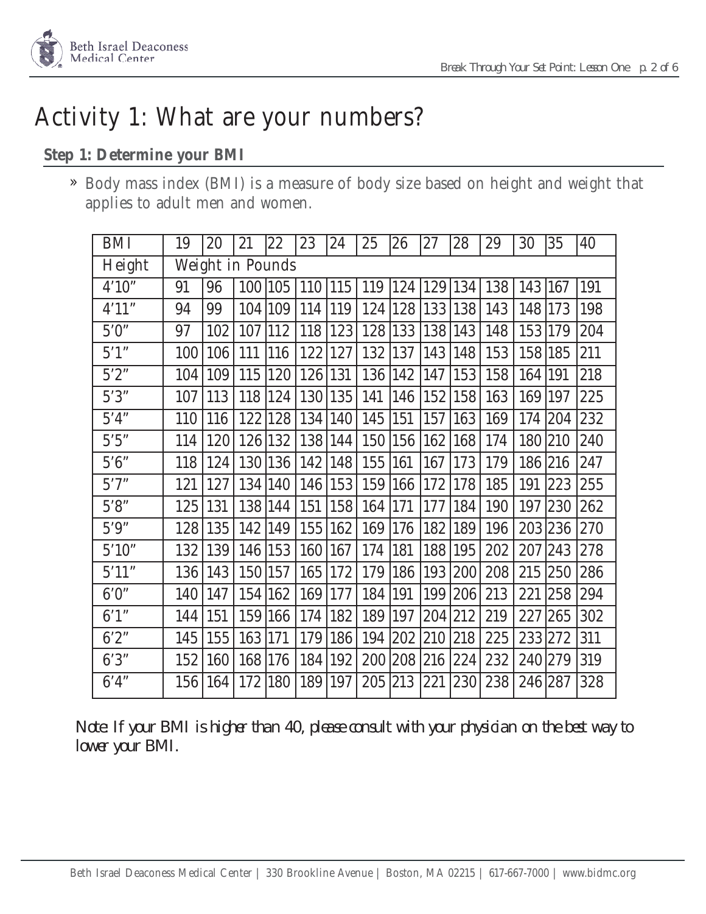# Activity 1: What are your numbers?

## Step 1: Determine your BMI

» Body mass index (BMI) is a measure of body size based on height and weight that applies to adult men and women.

| BMI | 19 | 20 | 21 | 22 | 23 | 24 | 25 | 26 | 27 | 28 | 29 | 30 | 35 | 40 |
|---|---|---|---|---|---|---|---|---|---|---|---|---|---|---|
| Height | Weight in Pounds | | | | | | | | | | | | | |
| 4'10" | 91 | 96 | 100 | 105 | 110 | 115 | 119 | 124 | 129 | 134 | 138 | 143 | 167 | 191 |
| 4'11" | 94 | 99 | 104 | 109 | 114 | 119 | 124 | 128 | 133 | 138 | 143 | 148 | 173 | 198 |
| 5'0" | 97 | 102 | 107 | 112 | 118 | 123 | 128 | 133 | 138 | 143 | 148 | 153 | 179 | 204 |
| 5'1" | 100 | 106 | 111 | 116 | 122 | 127 | 132 | 137 | 143 | 148 | 153 | 158 | 185 | 211 |
| 5'2" | 104 | 109 | 115 | 120 | 126 | 131 | 136 | 142 | 147 | 153 | 158 | 164 | 191 | 218 |
| 5'3" | 107 | 113 | 118 | 124 | 130 | 135 | 141 | 146 | 152 | 158 | 163 | 169 | 197 | 225 |
| 5'4" | 110 | 116 | 122 | 128 | 134 | 140 | 145 | 151 | 157 | 163 | 169 | 174 | 204 | 232 |
| 5'5" | 114 | 120 | 126 | 132 | 138 | 144 | 150 | 156 | 162 | 168 | 174 | 180 | 210 | 240 |
| 5'6" | 118 | 124 | 130 | 136 | 142 | 148 | 155 | 161 | 167 | 173 | 179 | 186 | 216 | 247 |
| 5'7" | 121 | 127 | 134 | 140 | 146 | 153 | 159 | 166 | 172 | 178 | 185 | 191 | 223 | 255 |
| 5'8" | 125 | 131 | 138 | 144 | 151 | 158 | 164 | 171 | 177 | 184 | 190 | 197 | 230 | 262 |
| 5'9" | 128 | 135 | 142 | 149 | 155 | 162 | 169 | 176 | 182 | 189 | 196 | 203 | 236 | 270 |
| 5'10" | 132 | 139 | 146 | 153 | 160 | 167 | 174 | 181 | 188 | 195 | 202 | 207 | 243 | 278 |
| 5'11" | 136 | 143 | 150 | 157 | 165 | 172 | 179 | 186 | 193 | 200 | 208 | 215 | 250 | 286 |
| 6'0" | 140 | 147 | 154 | 162 | 169 | 177 | 184 | 191 | 199 | 206 | 213 | 221 | 258 | 294 |
| 6'1" | 144 | 151 | 159 | 166 | 174 | 182 | 189 | 197 | 204 | 212 | 219 | 227 | 265 | 302 |
| 6'2" | 145 | 155 | 163 | 171 | 179 | 186 | 194 | 202 | 210 | 218 | 225 | 233 | 272 | 311 |
| 6'3" | 152 | 160 | 168 | 176 | 184 | 192 | 200 | 208 | 216 | 224 | 232 | 240 | 279 | 319 |
| 6'4" | 156 | 164 | 172 | 180 | 189 | 197 | 205 | 213 | 221 | 230 | 238 | 246 | 287 | 328 |

*Note: If your BMI is higher than 40, please consult with your physician on the best way to lower your BMI.*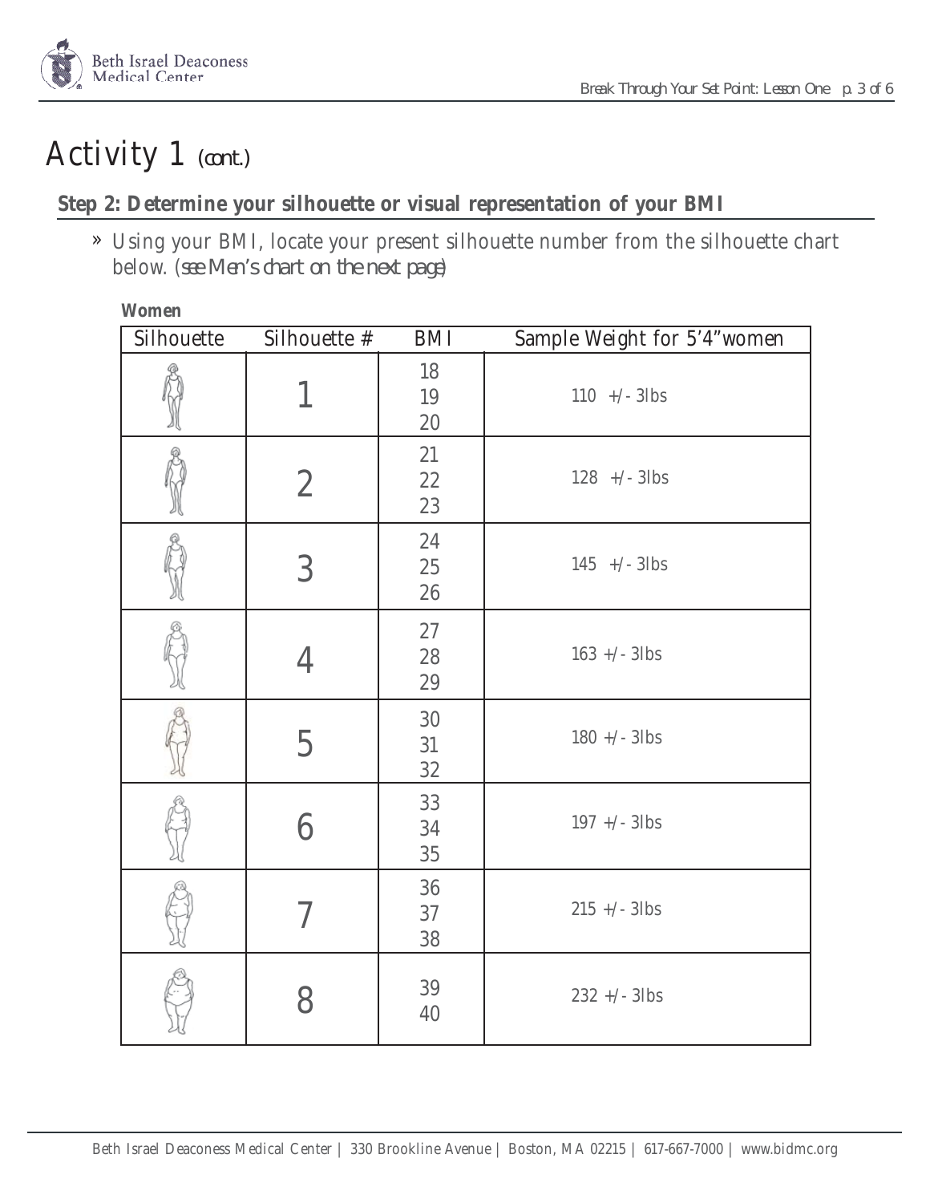# Activity 1 *(cont.)*

## Step 2: Determine your silhouette or visual representation of your BMI

» Using your BMI, locate your present silhouette number from the silhouette chart below. *(see Men's chart on the next page)*

**Women**

| Silhouette | Silhouette # | BMI | Sample Weight for 5'4" women |
|---|---|---|---|
| | 1 | 18<br>19<br>20 | 110 +/- 3lbs |
| | 2 | 21<br>22<br>23 | 128 +/- 3lbs |
| | 3 | 24<br>25<br>26 | 145 +/- 3lbs |
| | 4 | 27<br>28<br>29 | 163 +/- 3lbs |
| | 5 | 30<br>31<br>32 | 180 +/- 3lbs |
| | 6 | 33<br>34<br>35 | 197 +/- 3lbs |
| | 7 | 36<br>37<br>38 | 215 +/- 3lbs |
| | 8 | 39<br>40 | 232 +/- 3lbs |

Beth Israel Deaconess Medical Center | 330 Brookline Avenue | Boston, MA 02215 | 617-667-7000 | www.bidmc.org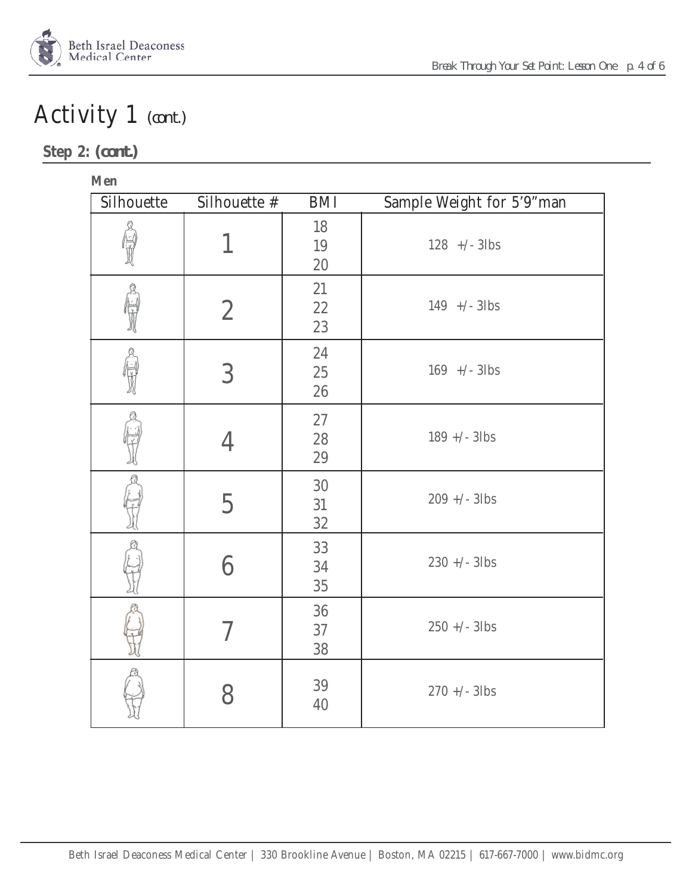# Activity 1 *(cont.)*

## Step 2: *(cont.)*

**Men**

| Silhouette | Silhouette # | BMI | Sample Weight for 5'9"man |
|---|---|---|---|
| | 1 | 18<br>19<br>20 | 128 +/- 3lbs |
| | 2 | 21<br>22<br>23 | 149 +/- 3lbs |
| | 3 | 24<br>25<br>26 | 169 +/- 3lbs |
| | 4 | 27<br>28<br>29 | 189 +/- 3lbs |
| | 5 | 30<br>31<br>32 | 209 +/- 3lbs |
| | 6 | 33<br>34<br>35 | 230 +/- 3lbs |
| | 7 | 36<br>37<br>38 | 250 +/- 3lbs |
| | 8 | 39<br>40 | 270 +/- 3lbs |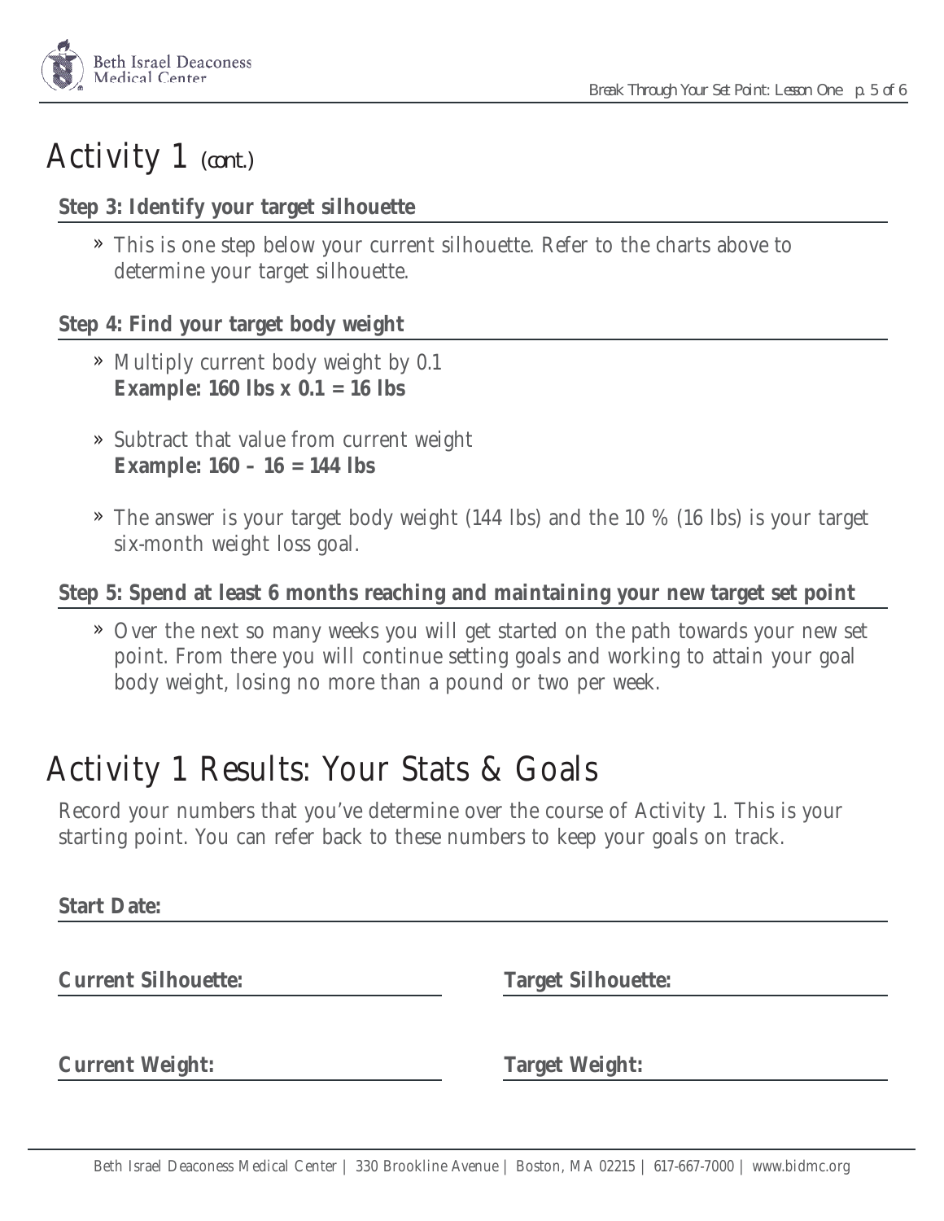# Activity 1 (cont.)

**Step 3: Identify your target silhouette**

» This is one step below your current silhouette. Refer to the charts above to determine your target silhouette.

**Step 4: Find your target body weight**

» Multiply current body weight by 0.1
**Example: 160 lbs x 0.1 = 16 lbs**

» Subtract that value from current weight
**Example: 160 – 16 = 144 lbs**

» The answer is your target body weight (144 lbs) and the 10 % (16 lbs) is your target six-month weight loss goal.

**Step 5: Spend at least 6 months reaching and maintaining your new target set point**

» Over the next so many weeks you will get started on the path towards your new set point. From there you will continue setting goals and working to attain your goal body weight, losing no more than a pound or two per week.

# Activity 1 Results: Your Stats & Goals

Record your numbers that you've determine over the course of Activity 1. This is your starting point. You can refer back to these numbers to keep your goals on track.

**Start Date:**

**Current Silhouette:**

**Target Silhouette:**

**Current Weight:**

**Target Weight:**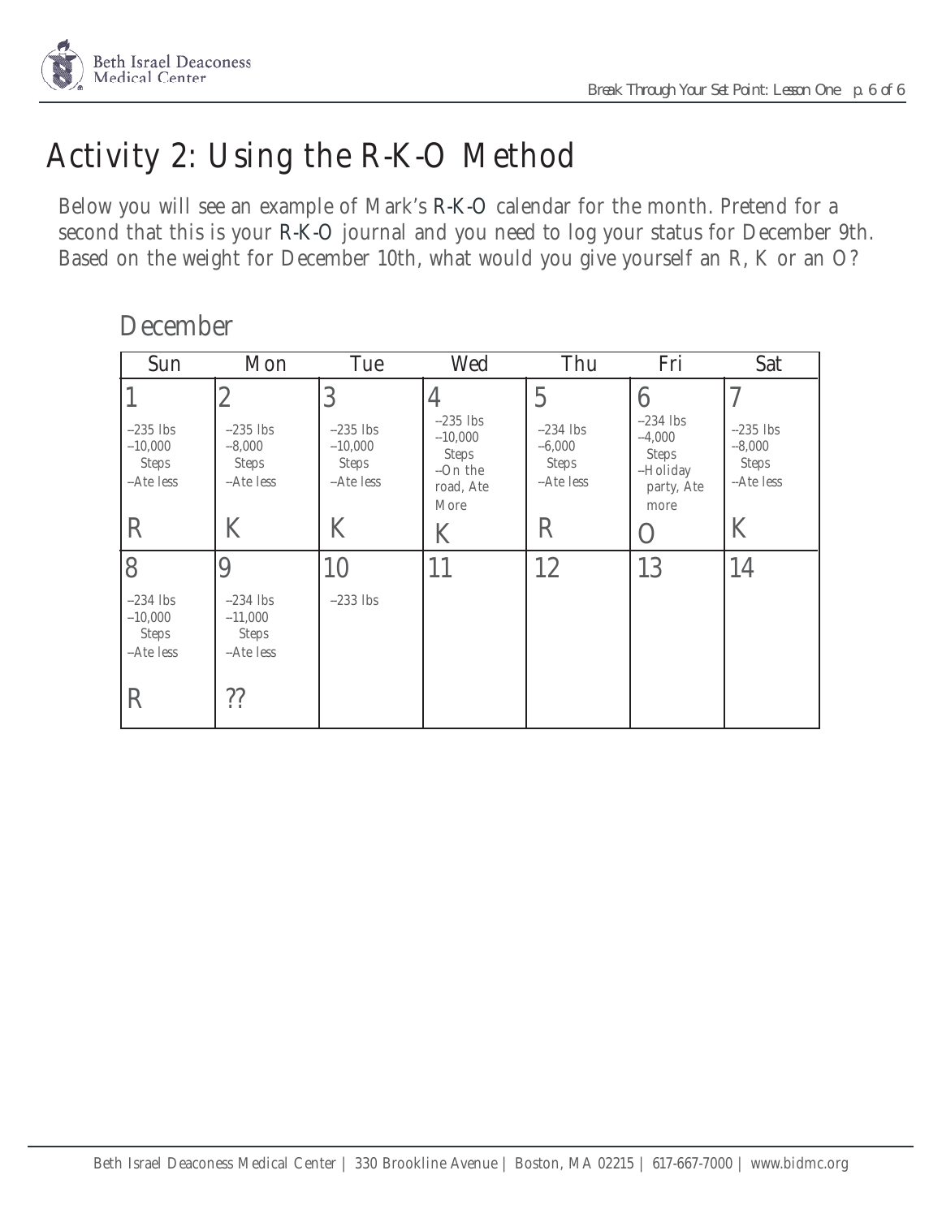# Activity 2: Using the R-K-O Method

Below you will see an example of Mark's R-K-O calendar for the month. Pretend for a second that this is your R-K-O journal and you need to log your status for December 9th. Based on the weight for December 10th, what would you give yourself an R, K or an O?

## December

| Sun | Mon | Tue | Wed | Thu | Fri | Sat |
|---|---|---|---|---|---|---|
| 1<br>–235 lbs<br>–10,000 Steps<br>–Ate less<br>R | 2<br>–235 lbs<br>–8,000 Steps<br>–Ate less<br>K | 3<br>–235 lbs<br>–10,000 Steps<br>–Ate less<br>K | 4<br>–235 lbs<br>–10,000 Steps<br>–On the road, Ate More<br>K | 5<br>–234 lbs<br>–6,000 Steps<br>–Ate less<br>R | 6<br>–234 lbs<br>–4,000 Steps<br>–Holiday party, Ate more<br>O | 7<br>–235 lbs<br>–8,000 Steps<br>–Ate less<br>K |
| 8<br>–234 lbs<br>–10,000 Steps<br>–Ate less<br>R | 9<br>–234 lbs<br>–11,000 Steps<br>–Ate less<br>?? | 10<br>–233 lbs | 11 | 12 | 13 | 14 |